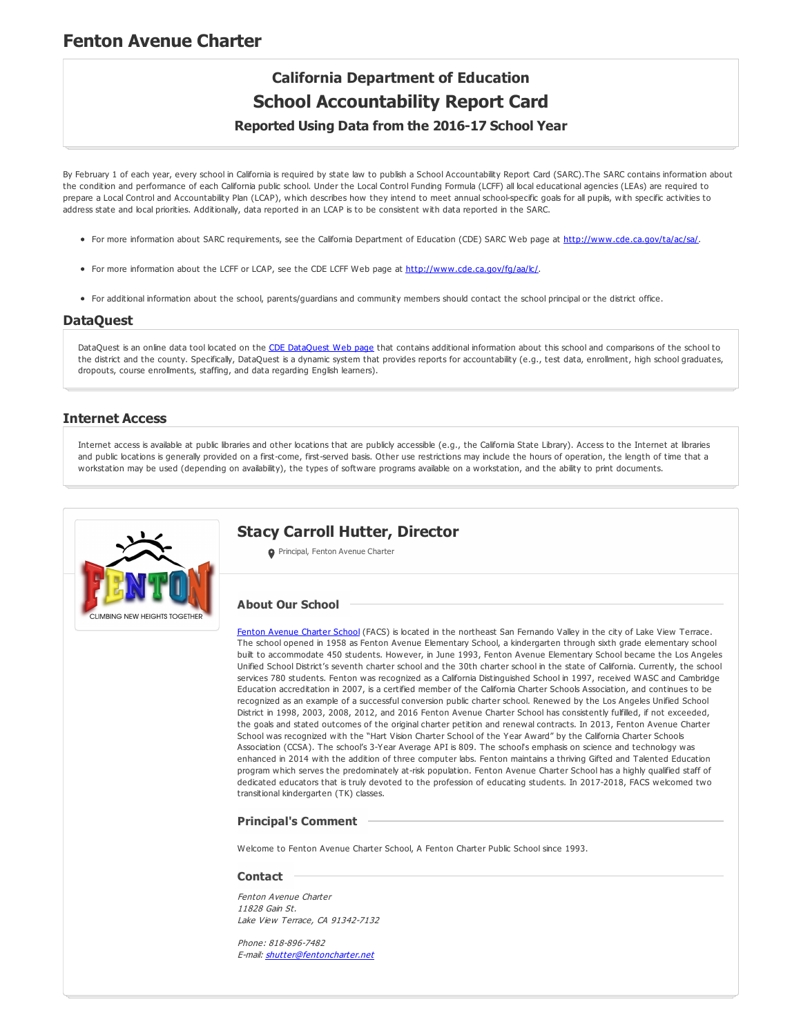# Fenton Avenue Charter

## California Department of Education
## School Accountability Report Card
### Reported Using Data from the 2016-17 School Year

By February 1 of each year, every school in California is required by state law to publish a School Accountability Report Card (SARC).The SARC contains information about the condition and performance of each California public school. Under the Local Control Funding Formula (LCFF) all local educational agencies (LEAs) are required to prepare a Local Control and Accountability Plan (LCAP), which describes how they intend to meet annual school-specific goals for all pupils, with specific activities to address state and local priorities. Additionally, data reported in an LCAP is to be consistent with data reported in the SARC.

- For more information about SARC requirements, see the California Department of Education (CDE) SARC Web page at http://www.cde.ca.gov/ta/ac/sa/.
- For more information about the LCFF or LCAP, see the CDE LCFF Web page at http://www.cde.ca.gov/fg/aa/lc/.
- For additional information about the school, parents/guardians and community members should contact the school principal or the district office.

## DataQuest

DataQuest is an online data tool located on the CDE DataQuest Web page that contains additional information about this school and comparisons of the school to the district and the county. Specifically, DataQuest is a dynamic system that provides reports for accountability (e.g., test data, enrollment, high school graduates, dropouts, course enrollments, staffing, and data regarding English learners).

## Internet Access

Internet access is available at public libraries and other locations that are publicly accessible (e.g., the California State Library). Access to the Internet at libraries and public locations is generally provided on a first-come, first-served basis. Other use restrictions may include the hours of operation, the length of time that a workstation may be used (depending on availability), the types of software programs available on a workstation, and the ability to print documents.

FENTON
CLIMBING NEW HEIGHTS TOGETHER

## Stacy Carroll Hutter, Director

Principal, Fenton Avenue Charter

### About Our School

Fenton Avenue Charter School (FACS) is located in the northeast San Fernando Valley in the city of Lake View Terrace. The school opened in 1958 as Fenton Avenue Elementary School, a kindergarten through sixth grade elementary school built to accommodate 450 students. However, in June 1993, Fenton Avenue Elementary School became the Los Angeles Unified School District's seventh charter school and the 30th charter school in the state of California. Currently, the school services 780 students. Fenton was recognized as a California Distinguished School in 1997, received WASC and Cambridge Education accreditation in 2007, is a certified member of the California Charter Schools Association, and continues to be recognized as an example of a successful conversion public charter school. Renewed by the Los Angeles Unified School District in 1998, 2003, 2008, 2012, and 2016 Fenton Avenue Charter School has consistently fulfilled, if not exceeded, the goals and stated outcomes of the original charter petition and renewal contracts. In 2013, Fenton Avenue Charter School was recognized with the "Hart Vision Charter School of the Year Award" by the California Charter Schools Association (CCSA). The school's 3-Year Average API is 809. The school's emphasis on science and technology was enhanced in 2014 with the addition of three computer labs. Fenton maintains a thriving Gifted and Talented Education program which serves the predominately at-risk population. Fenton Avenue Charter School has a highly qualified staff of dedicated educators that is truly devoted to the profession of educating students. In 2017-2018, FACS welcomed two transitional kindergarten (TK) classes.

### Principal's Comment

Welcome to Fenton Avenue Charter School, A Fenton Charter Public School since 1993.

### Contact

*Fenton Avenue Charter*
*11828 Gain St.*
*Lake View Terrace, CA 91342-7132*

*Phone: 818-896-7482*
*E-mail: shutter@fentoncharter.net*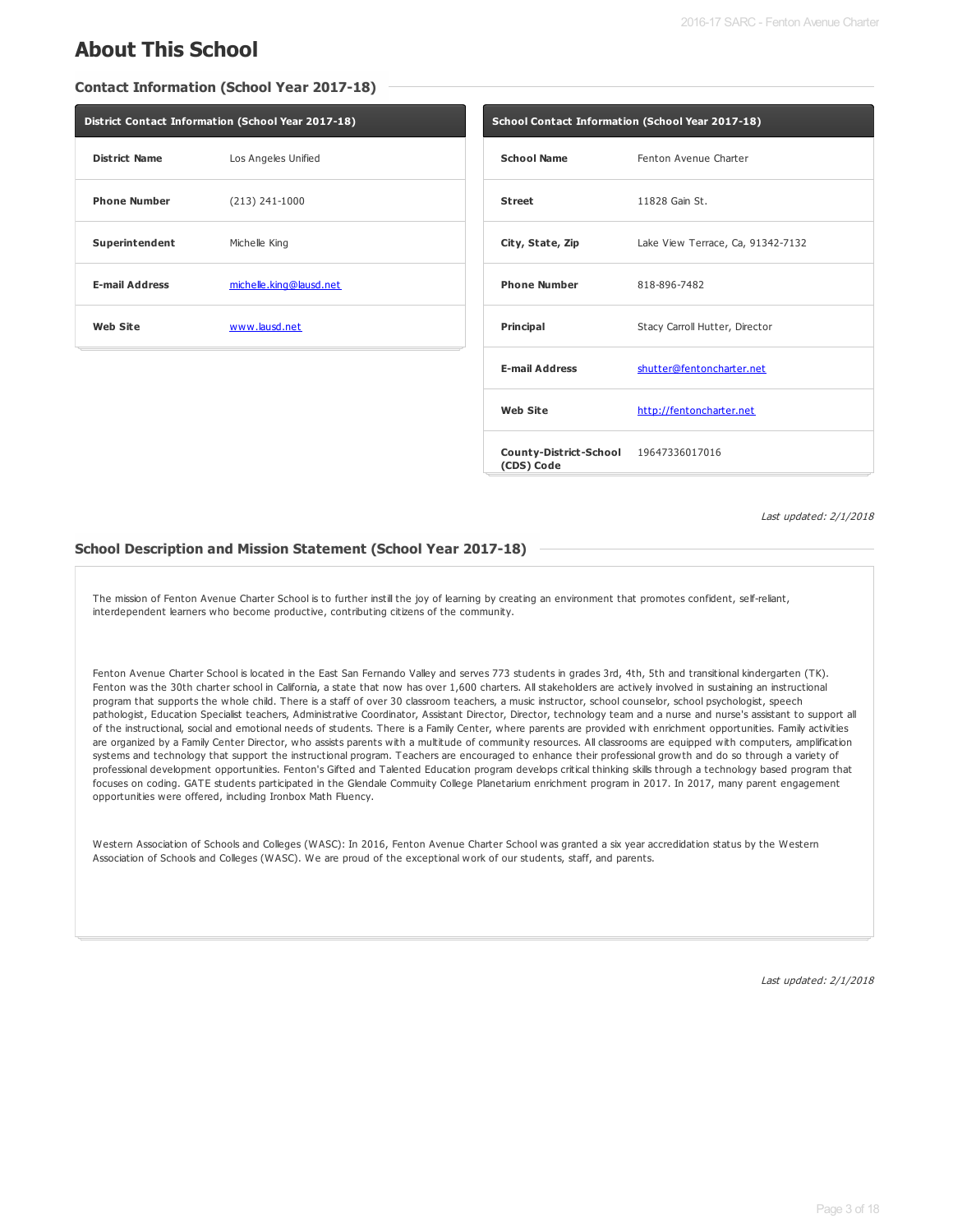# About This School

## Contact Information (School Year 2017-18)

| District Contact Information (School Year 2017-18) | |
|---|---|
| **District Name** | Los Angeles Unified |
| **Phone Number** | (213) 241-1000 |
| **Superintendent** | Michelle King |
| **E-mail Address** | michelle.king@lausd.net |
| **Web Site** | www.lausd.net |

| School Contact Information (School Year 2017-18) | |
|---|---|
| **School Name** | Fenton Avenue Charter |
| **Street** | 11828 Gain St. |
| **City, State, Zip** | Lake View Terrace, Ca, 91342-7132 |
| **Phone Number** | 818-896-7482 |
| **Principal** | Stacy Carroll Hutter, Director |
| **E-mail Address** | shutter@fentoncharter.net |
| **Web Site** | http://fentoncharter.net |
| **County-District-School (CDS) Code** | 19647336017016 |

*Last updated: 2/1/2018*

## School Description and Mission Statement (School Year 2017-18)

The mission of Fenton Avenue Charter School is to further instill the joy of learning by creating an environment that promotes confident, self-reliant, interdependent learners who become productive, contributing citizens of the community.

Fenton Avenue Charter School is located in the East San Fernando Valley and serves 773 students in grades 3rd, 4th, 5th and transitional kindergarten (TK). Fenton was the 30th charter school in California, a state that now has over 1,600 charters. All stakeholders are actively involved in sustaining an instructional program that supports the whole child. There is a staff of over 30 classroom teachers, a music instructor, school counselor, school psychologist, speech pathologist, Education Specialist teachers, Administrative Coordinator, Assistant Director, Director, technology team and a nurse and nurse's assistant to support all of the instructional, social and emotional needs of students. There is a Family Center, where parents are provided with enrichment opportunities. Family activities are organized by a Family Center Director, who assists parents with a multitude of community resources. All classrooms are equipped with computers, amplification systems and technology that support the instructional program. Teachers are encouraged to enhance their professional growth and do so through a variety of professional development opportunities. Fenton's Gifted and Talented Education program develops critical thinking skills through a technology based program that focuses on coding. GATE students participated in the Glendale Commuity College Planetarium enrichment program in 2017. In 2017, many parent engagement opportunities were offered, including Ironbox Math Fluency.

Western Association of Schools and Colleges (WASC): In 2016, Fenton Avenue Charter School was granted a six year accredidation status by the Western Association of Schools and Colleges (WASC). We are proud of the exceptional work of our students, staff, and parents.

*Last updated: 2/1/2018*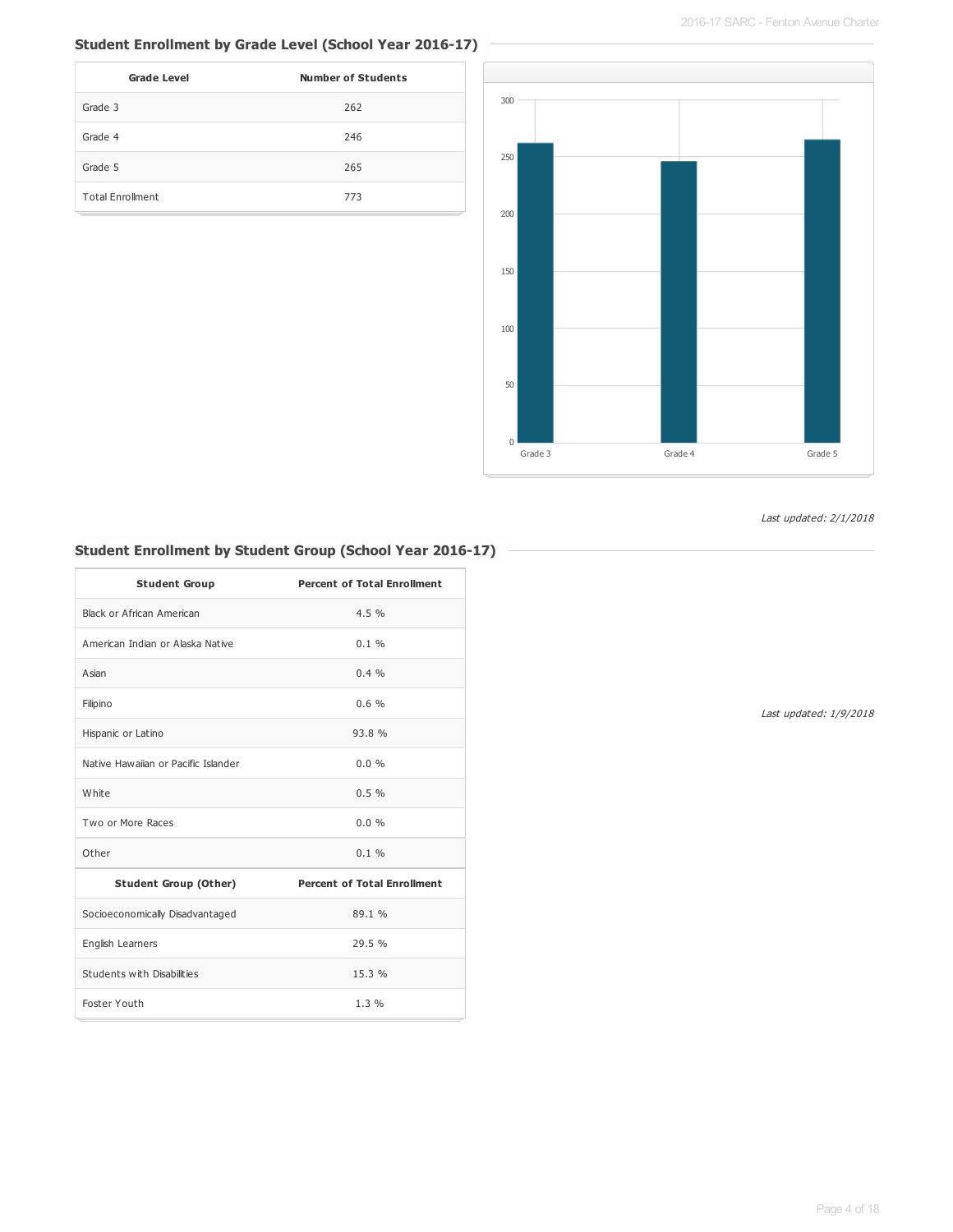## Student Enrollment by Grade Level (School Year 2016-17)

| Grade Level | Number of Students |
| --- | --- |
| Grade 3 | 262 |
| Grade 4 | 246 |
| Grade 5 | 265 |
| Total Enrollment | 773 |

300
250
200
150
100
50
0
Grade 3
Grade 4
Grade 5

*Last updated: 2/1/2018*

## Student Enrollment by Student Group (School Year 2016-17)

| Student Group | Percent of Total Enrollment |
| --- | --- |
| Black or African American | 4.5 % |
| American Indian or Alaska Native | 0.1 % |
| Asian | 0.4 % |
| Filipino | 0.6 % |
| Hispanic or Latino | 93.8 % |
| Native Hawaiian or Pacific Islander | 0.0 % |
| White | 0.5 % |
| Two or More Races | 0.0 % |
| Other | 0.1 % |
| **Student Group (Other)** | **Percent of Total Enrollment** |
| Socioeconomically Disadvantaged | 89.1 % |
| English Learners | 29.5 % |
| Students with Disabilities | 15.3 % |
| Foster Youth | 1.3 % |

*Last updated: 1/9/2018*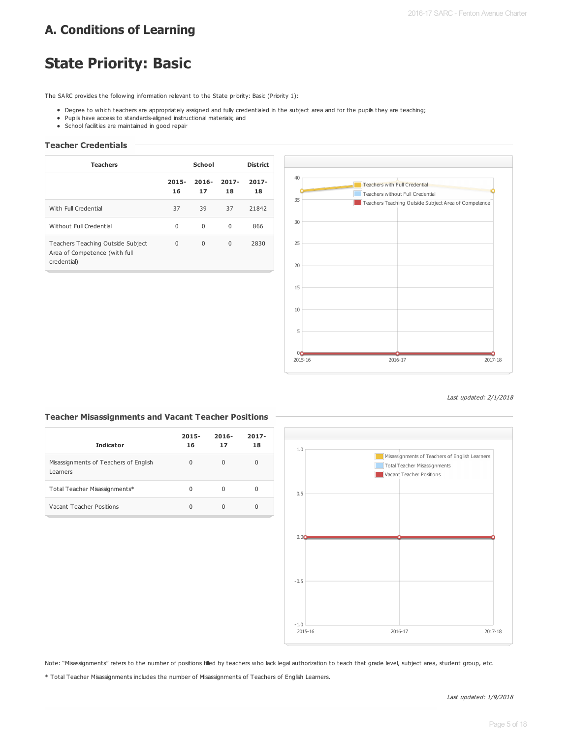# A. Conditions of Learning

# State Priority: Basic

The SARC provides the following information relevant to the State priority: Basic (Priority 1):

- Degree to which teachers are appropriately assigned and fully credentialed in the subject area and for the pupils they are teaching;
- Pupils have access to standards-aligned instructional materials; and
- School facilities are maintained in good repair

### Teacher Credentials

| Teachers | School | | | District |
|---|---|---|---|---|
| | 2015-16 | 2016-17 | 2017-18 | 2017-18 |
| With Full Credential | 37 | 39 | 37 | 21842 |
| Without Full Credential | 0 | 0 | 0 | 866 |
| Teachers Teaching Outside Subject Area of Competence (with full credential) | 0 | 0 | 0 | 2830 |

40
35
30
25
20
15
10
5
0
2015-16
2016-17
2017-18
Teachers with Full Credential
Teachers without Full Credential
Teachers Teaching Outside Subject Area of Competence

*Last updated: 2/1/2018*

### Teacher Misassignments and Vacant Teacher Positions

| Indicator | 2015-16 | 2016-17 | 2017-18 |
|---|---|---|---|
| Misassignments of Teachers of English Learners | 0 | 0 | 0 |
| Total Teacher Misassignments* | 0 | 0 | 0 |
| Vacant Teacher Positions | 0 | 0 | 0 |

1.0
0.5
0.0
-0.5
-1.0
2015-16
2016-17
2017-18
Misassignments of Teachers of English Learners
Total Teacher Misassignments
Vacant Teacher Positions

Note: "Misassignments" refers to the number of positions filled by teachers who lack legal authorization to teach that grade level, subject area, student group, etc.

* Total Teacher Misassignments includes the number of Misassignments of Teachers of English Learners.

*Last updated: 1/9/2018*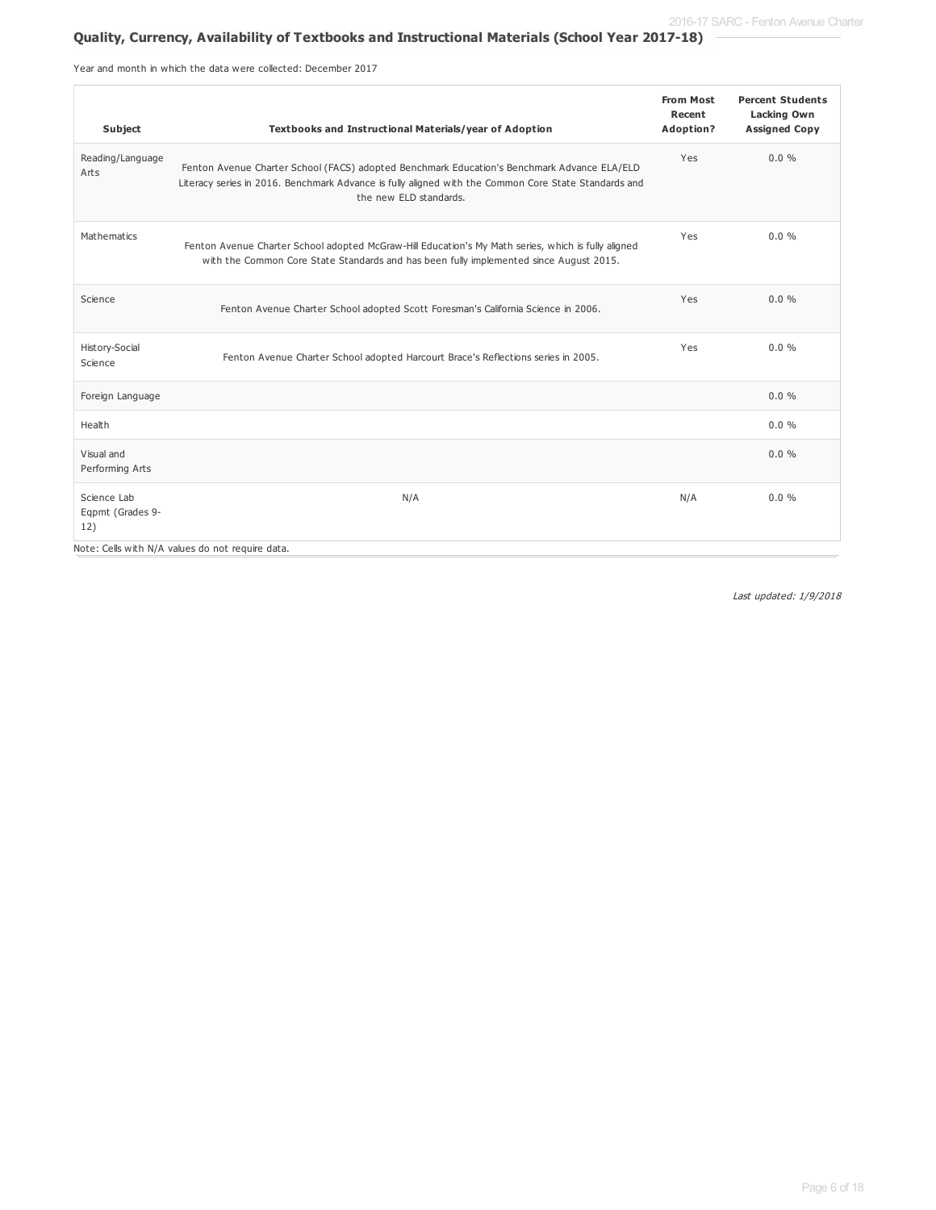## Quality, Currency, Availability of Textbooks and Instructional Materials (School Year 2017-18)

Year and month in which the data were collected: December 2017

| Subject | Textbooks and Instructional Materials/year of Adoption | From Most Recent Adoption? | Percent Students Lacking Own Assigned Copy |
|---|---|---|---|
| Reading/Language Arts | Fenton Avenue Charter School (FACS) adopted Benchmark Education's Benchmark Advance ELA/ELD Literacy series in 2016. Benchmark Advance is fully aligned with the Common Core State Standards and the new ELD standards. | Yes | 0.0 % |
| Mathematics | Fenton Avenue Charter School adopted McGraw-Hill Education's My Math series, which is fully aligned with the Common Core State Standards and has been fully implemented since August 2015. | Yes | 0.0 % |
| Science | Fenton Avenue Charter School adopted Scott Foresman's California Science in 2006. | Yes | 0.0 % |
| History-Social Science | Fenton Avenue Charter School adopted Harcourt Brace's Reflections series in 2005. | Yes | 0.0 % |
| Foreign Language | | | 0.0 % |
| Health | | | 0.0 % |
| Visual and Performing Arts | | | 0.0 % |
| Science Lab Eqpmt (Grades 9-12) | N/A | N/A | 0.0 % |

Note: Cells with N/A values do not require data.

*Last updated: 1/9/2018*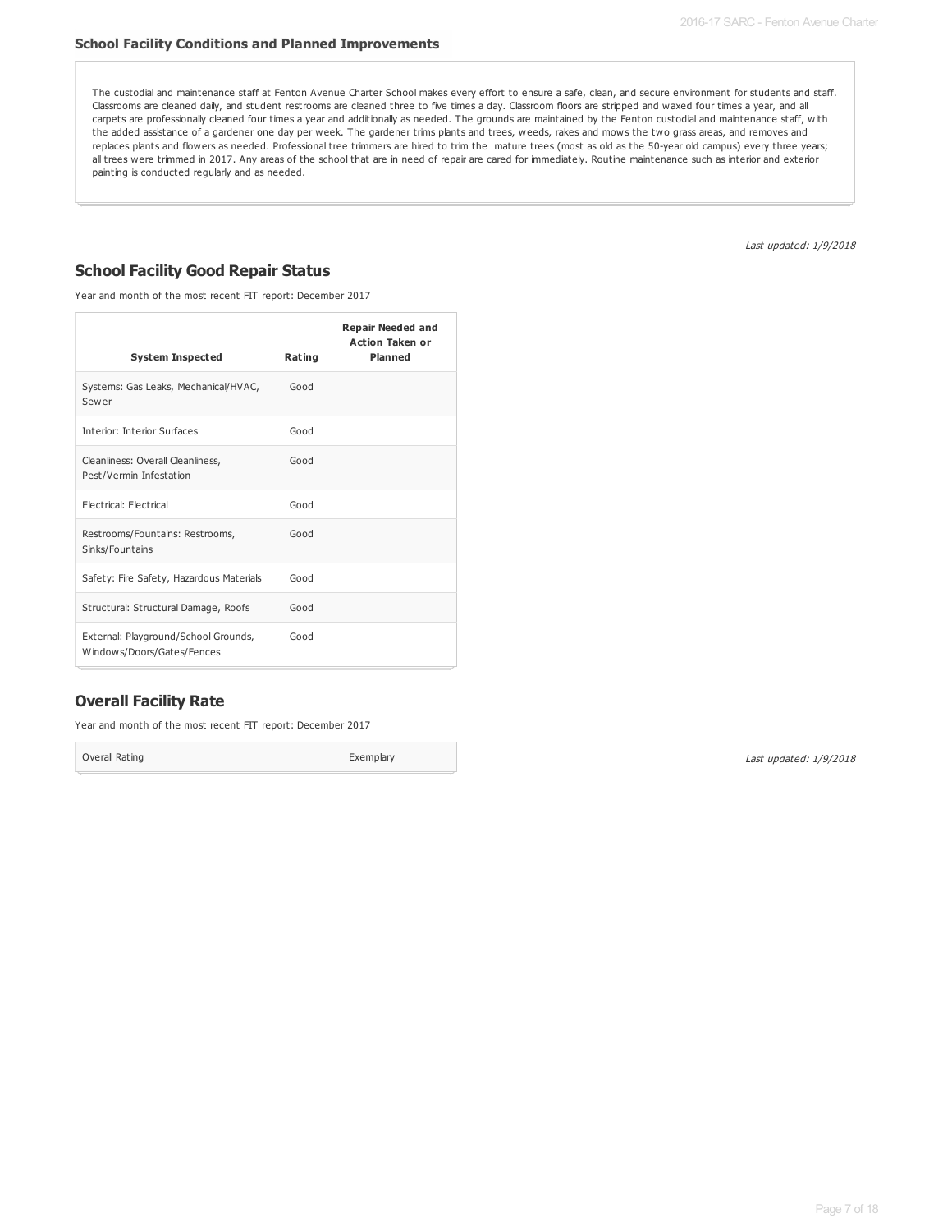### School Facility Conditions and Planned Improvements

The custodial and maintenance staff at Fenton Avenue Charter School makes every effort to ensure a safe, clean, and secure environment for students and staff. Classrooms are cleaned daily, and student restrooms are cleaned three to five times a day. Classroom floors are stripped and waxed four times a year, and all carpets are professionally cleaned four times a year and additionally as needed. The grounds are maintained by the Fenton custodial and maintenance staff, with the added assistance of a gardener one day per week. The gardener trims plants and trees, weeds, rakes and mows the two grass areas, and removes and replaces plants and flowers as needed. Professional tree trimmers are hired to trim the mature trees (most as old as the 50-year old campus) every three years; all trees were trimmed in 2017. Any areas of the school that are in need of repair are cared for immediately. Routine maintenance such as interior and exterior painting is conducted regularly and as needed.

*Last updated: 1/9/2018*

## School Facility Good Repair Status

Year and month of the most recent FIT report: December 2017

| System Inspected | Rating | Repair Needed and Action Taken or Planned |
|---|---|---|
| Systems: Gas Leaks, Mechanical/HVAC, Sewer | Good | |
| Interior: Interior Surfaces | Good | |
| Cleanliness: Overall Cleanliness, Pest/Vermin Infestation | Good | |
| Electrical: Electrical | Good | |
| Restrooms/Fountains: Restrooms, Sinks/Fountains | Good | |
| Safety: Fire Safety, Hazardous Materials | Good | |
| Structural: Structural Damage, Roofs | Good | |
| External: Playground/School Grounds, Windows/Doors/Gates/Fences | Good | |

## Overall Facility Rate

Year and month of the most recent FIT report: December 2017

| | |
|---|---|
| Overall Rating | Exemplary |

*Last updated: 1/9/2018*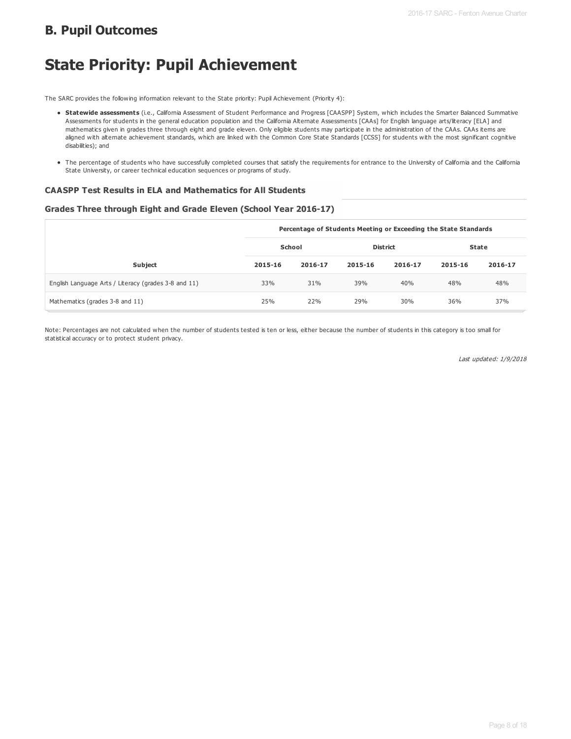## B. Pupil Outcomes

# State Priority: Pupil Achievement

The SARC provides the following information relevant to the State priority: Pupil Achievement (Priority 4):

- **Statewide assessments** (i.e., California Assessment of Student Performance and Progress [CAASPP] System, which includes the Smarter Balanced Summative Assessments for students in the general education population and the California Alternate Assessments [CAAs] for English language arts/literacy [ELA] and mathematics given in grades three through eight and grade eleven. Only eligible students may participate in the administration of the CAAs. CAAs items are aligned with alternate achievement standards, which are linked with the Common Core State Standards [CCSS] for students with the most significant cognitive disabilities); and
- The percentage of students who have successfully completed courses that satisfy the requirements for entrance to the University of California and the California State University, or career technical education sequences or programs of study.

### CAASPP Test Results in ELA and Mathematics for All Students

### Grades Three through Eight and Grade Eleven (School Year 2016-17)

| | Percentage of Students Meeting or Exceeding the State Standards | | | | | |
|---|---|---|---|---|---|---|
| | School | | District | | State | |
| Subject | 2015-16 | 2016-17 | 2015-16 | 2016-17 | 2015-16 | 2016-17 |
| English Language Arts / Literacy (grades 3-8 and 11) | 33% | 31% | 39% | 40% | 48% | 48% |
| Mathematics (grades 3-8 and 11) | 25% | 22% | 29% | 30% | 36% | 37% |

Note: Percentages are not calculated when the number of students tested is ten or less, either because the number of students in this category is too small for statistical accuracy or to protect student privacy.

*Last updated: 1/9/2018*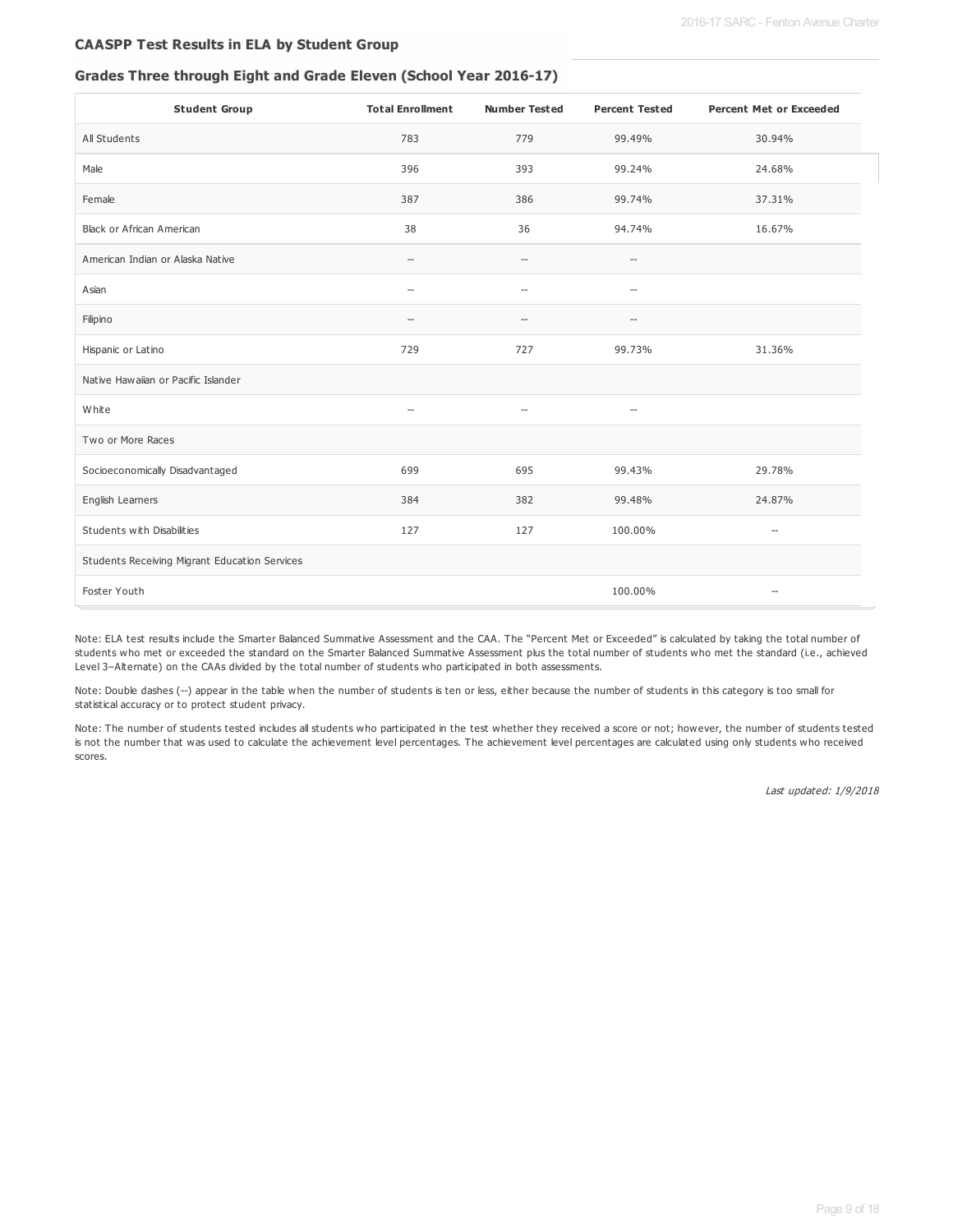### CAASPP Test Results in ELA by Student Group

### Grades Three through Eight and Grade Eleven (School Year 2016-17)

| Student Group | Total Enrollment | Number Tested | Percent Tested | Percent Met or Exceeded |
|---|---|---|---|---|
| All Students | 783 | 779 | 99.49% | 30.94% |
| Male | 396 | 393 | 99.24% | 24.68% |
| Female | 387 | 386 | 99.74% | 37.31% |
| Black or African American | 38 | 36 | 94.74% | 16.67% |
| American Indian or Alaska Native | -- | -- | -- | |
| Asian | -- | -- | -- | |
| Filipino | -- | -- | -- | |
| Hispanic or Latino | 729 | 727 | 99.73% | 31.36% |
| Native Hawaiian or Pacific Islander | | | | |
| White | -- | -- | -- | |
| Two or More Races | | | | |
| Socioeconomically Disadvantaged | 699 | 695 | 99.43% | 29.78% |
| English Learners | 384 | 382 | 99.48% | 24.87% |
| Students with Disabilities | 127 | 127 | 100.00% | -- |
| Students Receiving Migrant Education Services | | | | |
| Foster Youth | | | 100.00% | -- |

Note: ELA test results include the Smarter Balanced Summative Assessment and the CAA. The "Percent Met or Exceeded" is calculated by taking the total number of students who met or exceeded the standard on the Smarter Balanced Summative Assessment plus the total number of students who met the standard (i.e., achieved Level 3–Alternate) on the CAAs divided by the total number of students who participated in both assessments.

Note: Double dashes (--) appear in the table when the number of students is ten or less, either because the number of students in this category is too small for statistical accuracy or to protect student privacy.

Note: The number of students tested includes all students who participated in the test whether they received a score or not; however, the number of students tested is not the number that was used to calculate the achievement level percentages. The achievement level percentages are calculated using only students who received scores.

*Last updated: 1/9/2018*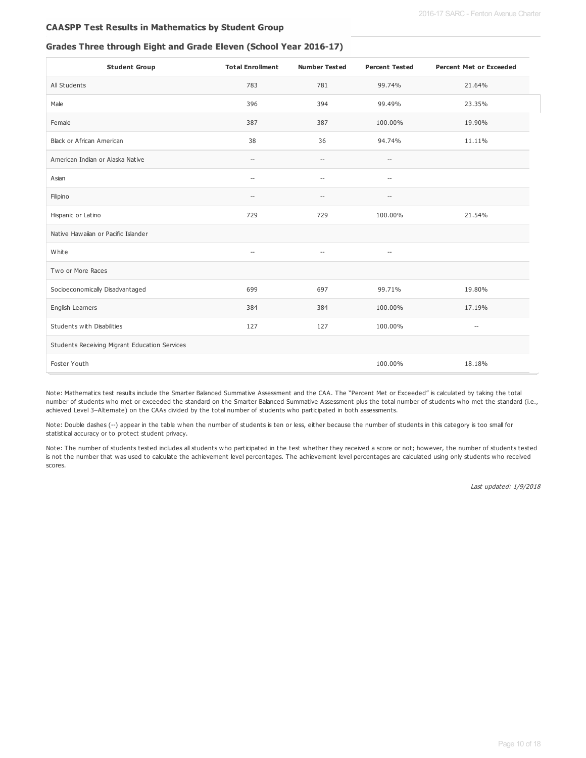### CAASPP Test Results in Mathematics by Student Group

#### Grades Three through Eight and Grade Eleven (School Year 2016-17)

| Student Group | Total Enrollment | Number Tested | Percent Tested | Percent Met or Exceeded |
|---|---|---|---|---|
| All Students | 783 | 781 | 99.74% | 21.64% |
| Male | 396 | 394 | 99.49% | 23.35% |
| Female | 387 | 387 | 100.00% | 19.90% |
| Black or African American | 38 | 36 | 94.74% | 11.11% |
| American Indian or Alaska Native | -- | -- | -- | |
| Asian | -- | -- | -- | |
| Filipino | -- | -- | -- | |
| Hispanic or Latino | 729 | 729 | 100.00% | 21.54% |
| Native Hawaiian or Pacific Islander | | | | |
| White | -- | -- | -- | |
| Two or More Races | | | | |
| Socioeconomically Disadvantaged | 699 | 697 | 99.71% | 19.80% |
| English Learners | 384 | 384 | 100.00% | 17.19% |
| Students with Disabilities | 127 | 127 | 100.00% | -- |
| Students Receiving Migrant Education Services | | | | |
| Foster Youth | | | 100.00% | 18.18% |

Note: Mathematics test results include the Smarter Balanced Summative Assessment and the CAA. The "Percent Met or Exceeded" is calculated by taking the total number of students who met or exceeded the standard on the Smarter Balanced Summative Assessment plus the total number of students who met the standard (i.e., achieved Level 3–Alternate) on the CAAs divided by the total number of students who participated in both assessments.

Note: Double dashes (--) appear in the table when the number of students is ten or less, either because the number of students in this category is too small for statistical accuracy or to protect student privacy.

Note: The number of students tested includes all students who participated in the test whether they received a score or not; however, the number of students tested is not the number that was used to calculate the achievement level percentages. The achievement level percentages are calculated using only students who received scores.

*Last updated: 1/9/2018*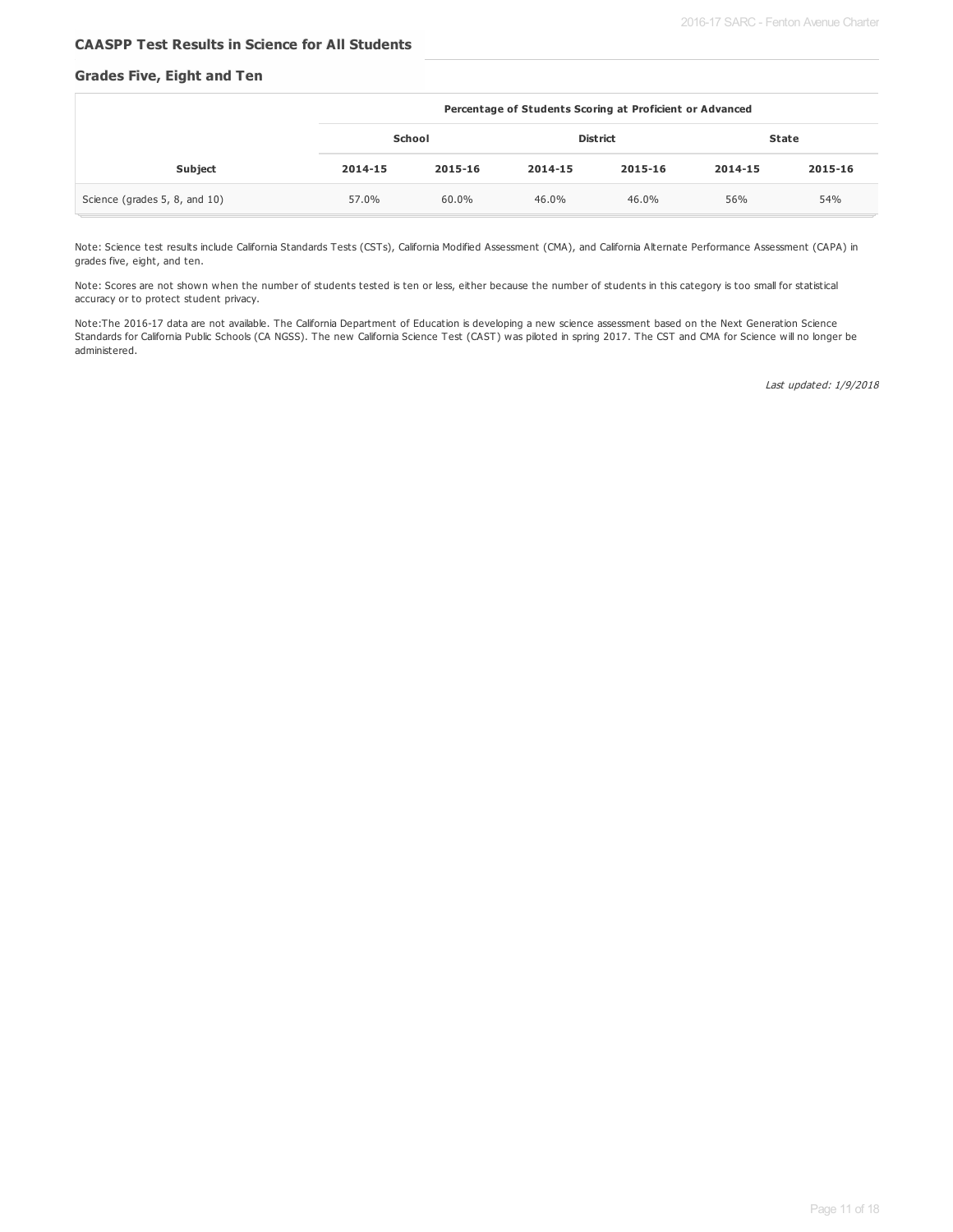## CAASPP Test Results in Science for All Students

### Grades Five, Eight and Ten

| | Percentage of Students Scoring at Proficient or Advanced | | | | | |
|---|---|---|---|---|---|---|
| | School | | District | | State | |
| Subject | 2014-15 | 2015-16 | 2014-15 | 2015-16 | 2014-15 | 2015-16 |
| Science (grades 5, 8, and 10) | 57.0% | 60.0% | 46.0% | 46.0% | 56% | 54% |

Note: Science test results include California Standards Tests (CSTs), California Modified Assessment (CMA), and California Alternate Performance Assessment (CAPA) in grades five, eight, and ten.

Note: Scores are not shown when the number of students tested is ten or less, either because the number of students in this category is too small for statistical accuracy or to protect student privacy.

Note:The 2016-17 data are not available. The California Department of Education is developing a new science assessment based on the Next Generation Science Standards for California Public Schools (CA NGSS). The new California Science Test (CAST) was piloted in spring 2017. The CST and CMA for Science will no longer be administered.

*Last updated: 1/9/2018*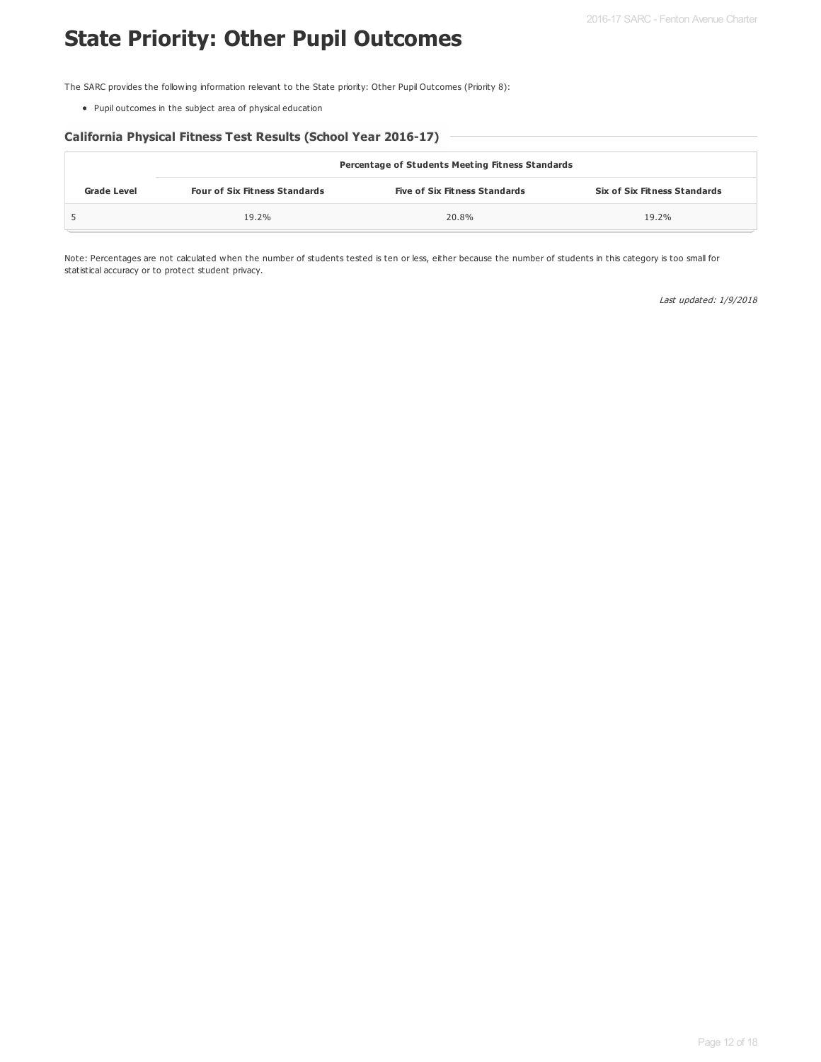# State Priority: Other Pupil Outcomes

The SARC provides the following information relevant to the State priority: Other Pupil Outcomes (Priority 8):

- Pupil outcomes in the subject area of physical education

## California Physical Fitness Test Results (School Year 2016-17)

| | Percentage of Students Meeting Fitness Standards | | |
|---|---|---|---|
| **Grade Level** | **Four of Six Fitness Standards** | **Five of Six Fitness Standards** | **Six of Six Fitness Standards** |
| 5 | 19.2% | 20.8% | 19.2% |

Note: Percentages are not calculated when the number of students tested is ten or less, either because the number of students in this category is too small for statistical accuracy or to protect student privacy.

*Last updated: 1/9/2018*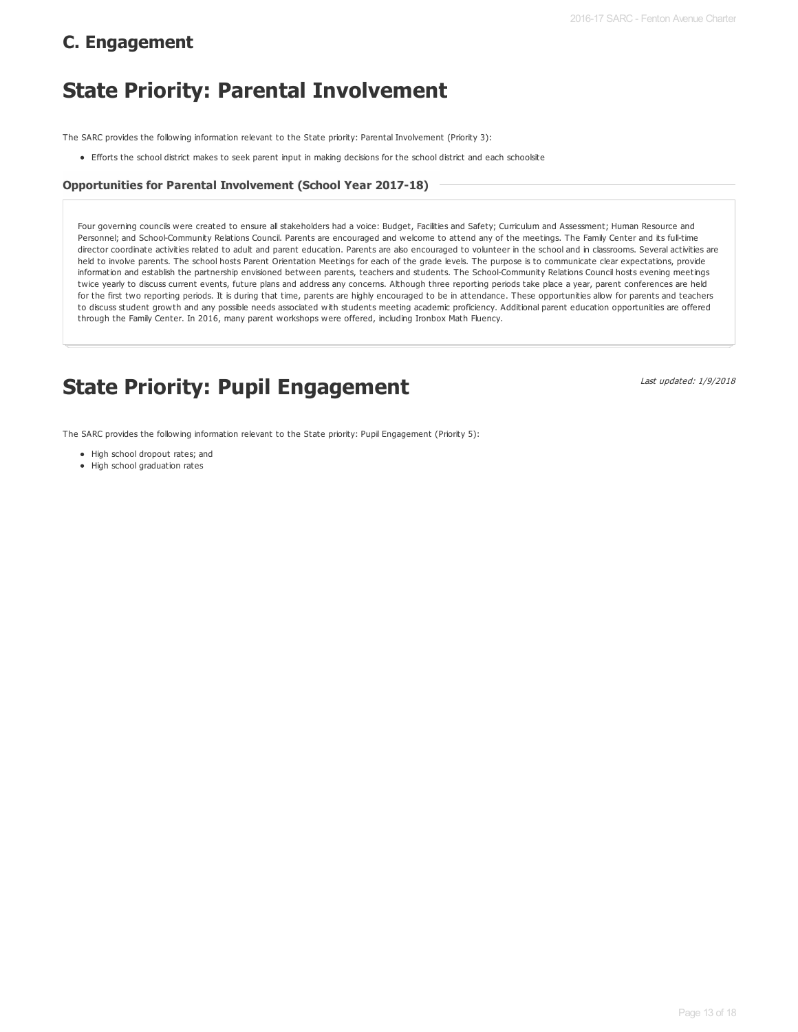## C. Engagement

# State Priority: Parental Involvement

The SARC provides the following information relevant to the State priority: Parental Involvement (Priority 3):

- Efforts the school district makes to seek parent input in making decisions for the school district and each schoolsite

### Opportunities for Parental Involvement (School Year 2017-18)

Four governing councils were created to ensure all stakeholders had a voice: Budget, Facilities and Safety; Curriculum and Assessment; Human Resource and Personnel; and School-Community Relations Council. Parents are encouraged and welcome to attend any of the meetings. The Family Center and its full-time director coordinate activities related to adult and parent education. Parents are also encouraged to volunteer in the school and in classrooms. Several activities are held to involve parents. The school hosts Parent Orientation Meetings for each of the grade levels. The purpose is to communicate clear expectations, provide information and establish the partnership envisioned between parents, teachers and students. The School-Community Relations Council hosts evening meetings twice yearly to discuss current events, future plans and address any concerns. Although three reporting periods take place a year, parent conferences are held for the first two reporting periods. It is during that time, parents are highly encouraged to be in attendance. These opportunities allow for parents and teachers to discuss student growth and any possible needs associated with students meeting academic proficiency. Additional parent education opportunities are offered through the Family Center. In 2016, many parent workshops were offered, including Ironbox Math Fluency.

# State Priority: Pupil Engagement

*Last updated: 1/9/2018*

The SARC provides the following information relevant to the State priority: Pupil Engagement (Priority 5):

- High school dropout rates; and
- High school graduation rates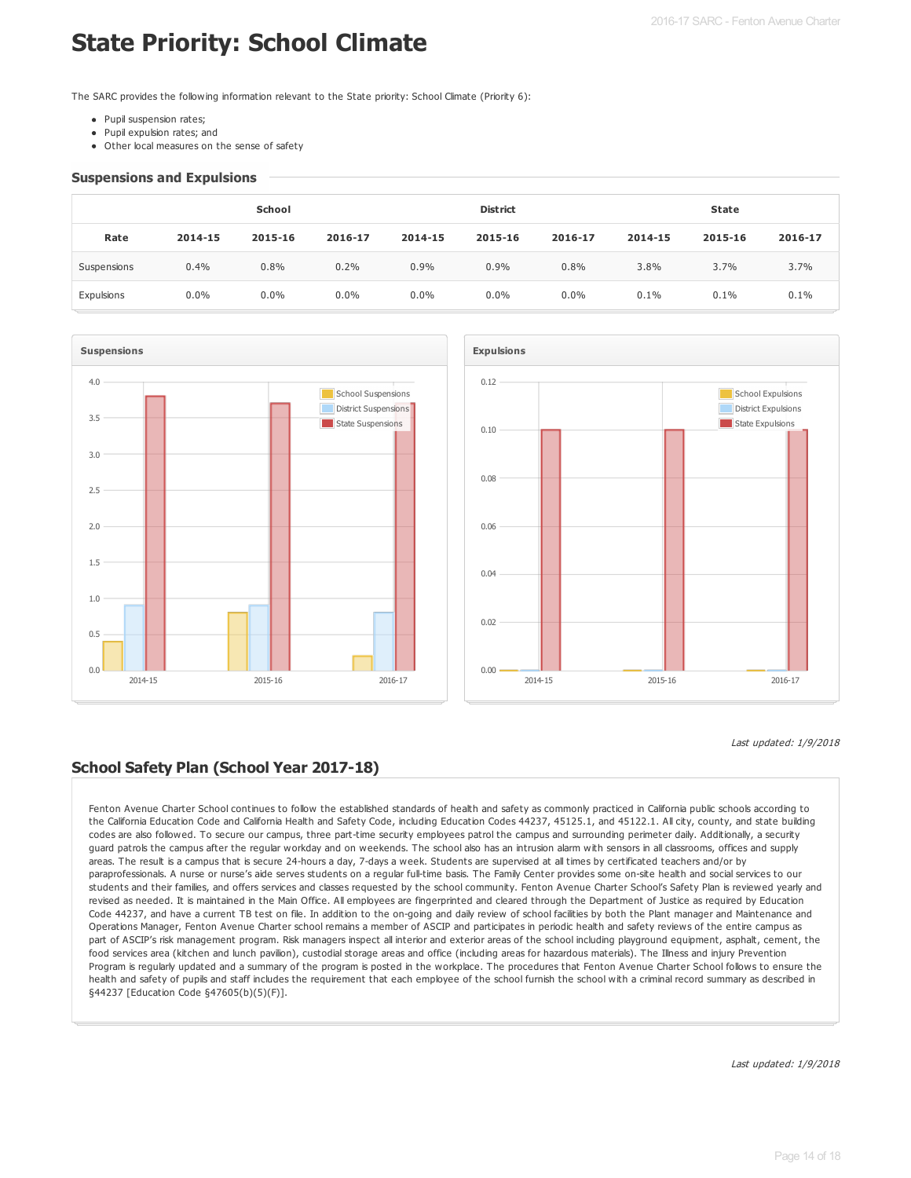# State Priority: School Climate

The SARC provides the following information relevant to the State priority: School Climate (Priority 6):

- Pupil suspension rates;
- Pupil expulsion rates; and
- Other local measures on the sense of safety

### Suspensions and Expulsions

| | School | | | District | | | State | | |
|---|---|---|---|---|---|---|---|---|---|
| **Rate** | **2014-15** | **2015-16** | **2016-17** | **2014-15** | **2015-16** | **2016-17** | **2014-15** | **2015-16** | **2016-17** |
| Suspensions | 0.4% | 0.8% | 0.2% | 0.9% | 0.9% | 0.8% | 3.8% | 3.7% | 3.7% |
| Expulsions | 0.0% | 0.0% | 0.0% | 0.0% | 0.0% | 0.0% | 0.1% | 0.1% | 0.1% |

**Suspensions**

4.0
3.5
3.0
2.5
2.0
1.5
1.0
0.5
0.0

2014-15
2015-16
2016-17

School Suspensions
District Suspensions
State Suspensions

**Expulsions**

0.12
0.10
0.08
0.06
0.04
0.02
0.00

2014-15
2015-16
2016-17

School Expulsions
District Expulsions
State Expulsions

*Last updated: 1/9/2018*

## School Safety Plan (School Year 2017-18)

Fenton Avenue Charter School continues to follow the established standards of health and safety as commonly practiced in California public schools according to the California Education Code and California Health and Safety Code, including Education Codes 44237, 45125.1, and 45122.1. All city, county, and state building codes are also followed. To secure our campus, three part-time security employees patrol the campus and surrounding perimeter daily. Additionally, a security guard patrols the campus after the regular workday and on weekends. The school also has an intrusion alarm with sensors in all classrooms, offices and supply areas. The result is a campus that is secure 24-hours a day, 7-days a week. Students are supervised at all times by certificated teachers and/or by paraprofessionals. A nurse or nurse's aide serves students on a regular full-time basis. The Family Center provides some on-site health and social services to our students and their families, and offers services and classes requested by the school community. Fenton Avenue Charter School's Safety Plan is reviewed yearly and revised as needed. It is maintained in the Main Office. All employees are fingerprinted and cleared through the Department of Justice as required by Education Code 44237, and have a current TB test on file. In addition to the on-going and daily review of school facilities by both the Plant manager and Maintenance and Operations Manager, Fenton Avenue Charter school remains a member of ASCIP and participates in periodic health and safety reviews of the entire campus as part of ASCIP's risk management program. Risk managers inspect all interior and exterior areas of the school including playground equipment, asphalt, cement, the food services area (kitchen and lunch pavilion), custodial storage areas and office (including areas for hazardous materials). The Illness and injury Prevention Program is regularly updated and a summary of the program is posted in the workplace. The procedures that Fenton Avenue Charter School follows to ensure the health and safety of pupils and staff includes the requirement that each employee of the school furnish the school with a criminal record summary as described in §44237 [Education Code §47605(b)(5)(F)].

*Last updated: 1/9/2018*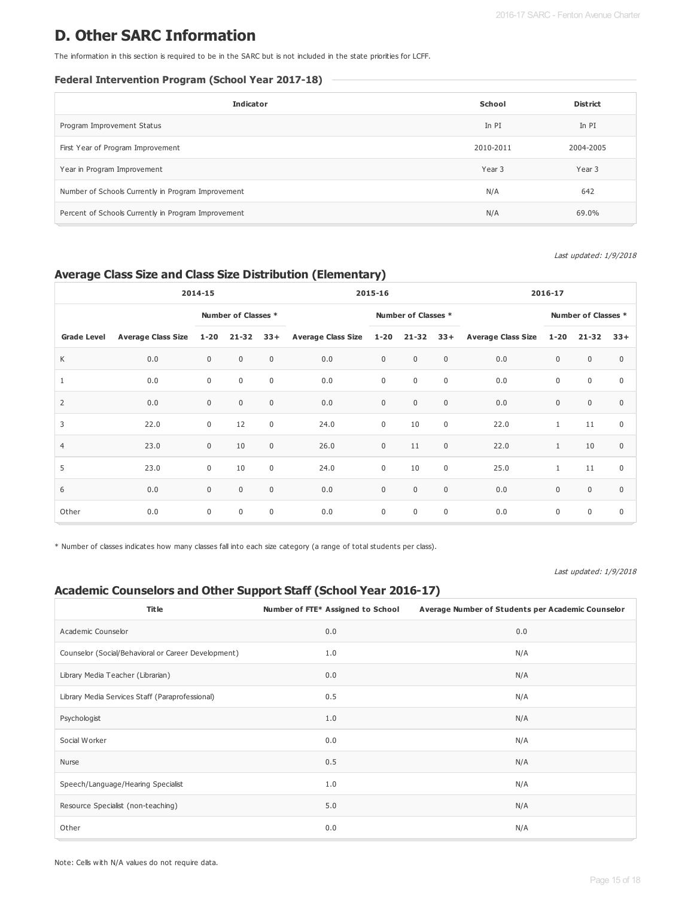# D. Other SARC Information

The information in this section is required to be in the SARC but is not included in the state priorities for LCFF.

### Federal Intervention Program (School Year 2017-18)

| Indicator | School | District |
|---|---|---|
| Program Improvement Status | In PI | In PI |
| First Year of Program Improvement | 2010-2011 | 2004-2005 |
| Year in Program Improvement | Year 3 | Year 3 |
| Number of Schools Currently in Program Improvement | N/A | 642 |
| Percent of Schools Currently in Program Improvement | N/A | 69.0% |

*Last updated: 1/9/2018*

### Average Class Size and Class Size Distribution (Elementary)

| | 2014-15 | | | | 2015-16 | | | | 2016-17 | | | |
|---|---|---|---|---|---|---|---|---|---|---|---|---|
| | | Number of Classes * | | | | Number of Classes * | | | | Number of Classes * | | |
| Grade Level | Average Class Size | 1-20 | 21-32 | 33+ | Average Class Size | 1-20 | 21-32 | 33+ | Average Class Size | 1-20 | 21-32 | 33+ |
| K | 0.0 | 0 | 0 | 0 | 0.0 | 0 | 0 | 0 | 0.0 | 0 | 0 | 0 |
| 1 | 0.0 | 0 | 0 | 0 | 0.0 | 0 | 0 | 0 | 0.0 | 0 | 0 | 0 |
| 2 | 0.0 | 0 | 0 | 0 | 0.0 | 0 | 0 | 0 | 0.0 | 0 | 0 | 0 |
| 3 | 22.0 | 0 | 12 | 0 | 24.0 | 0 | 10 | 0 | 22.0 | 1 | 11 | 0 |
| 4 | 23.0 | 0 | 10 | 0 | 26.0 | 0 | 11 | 0 | 22.0 | 1 | 10 | 0 |
| 5 | 23.0 | 0 | 10 | 0 | 24.0 | 0 | 10 | 0 | 25.0 | 1 | 11 | 0 |
| 6 | 0.0 | 0 | 0 | 0 | 0.0 | 0 | 0 | 0 | 0.0 | 0 | 0 | 0 |
| Other | 0.0 | 0 | 0 | 0 | 0.0 | 0 | 0 | 0 | 0.0 | 0 | 0 | 0 |

* Number of classes indicates how many classes fall into each size category (a range of total students per class).

*Last updated: 1/9/2018*

### Academic Counselors and Other Support Staff (School Year 2016-17)

| Title | Number of FTE* Assigned to School | Average Number of Students per Academic Counselor |
|---|---|---|
| Academic Counselor | 0.0 | 0.0 |
| Counselor (Social/Behavioral or Career Development) | 1.0 | N/A |
| Library Media Teacher (Librarian) | 0.0 | N/A |
| Library Media Services Staff (Paraprofessional) | 0.5 | N/A |
| Psychologist | 1.0 | N/A |
| Social Worker | 0.0 | N/A |
| Nurse | 0.5 | N/A |
| Speech/Language/Hearing Specialist | 1.0 | N/A |
| Resource Specialist (non-teaching) | 5.0 | N/A |
| Other | 0.0 | N/A |

Note: Cells with N/A values do not require data.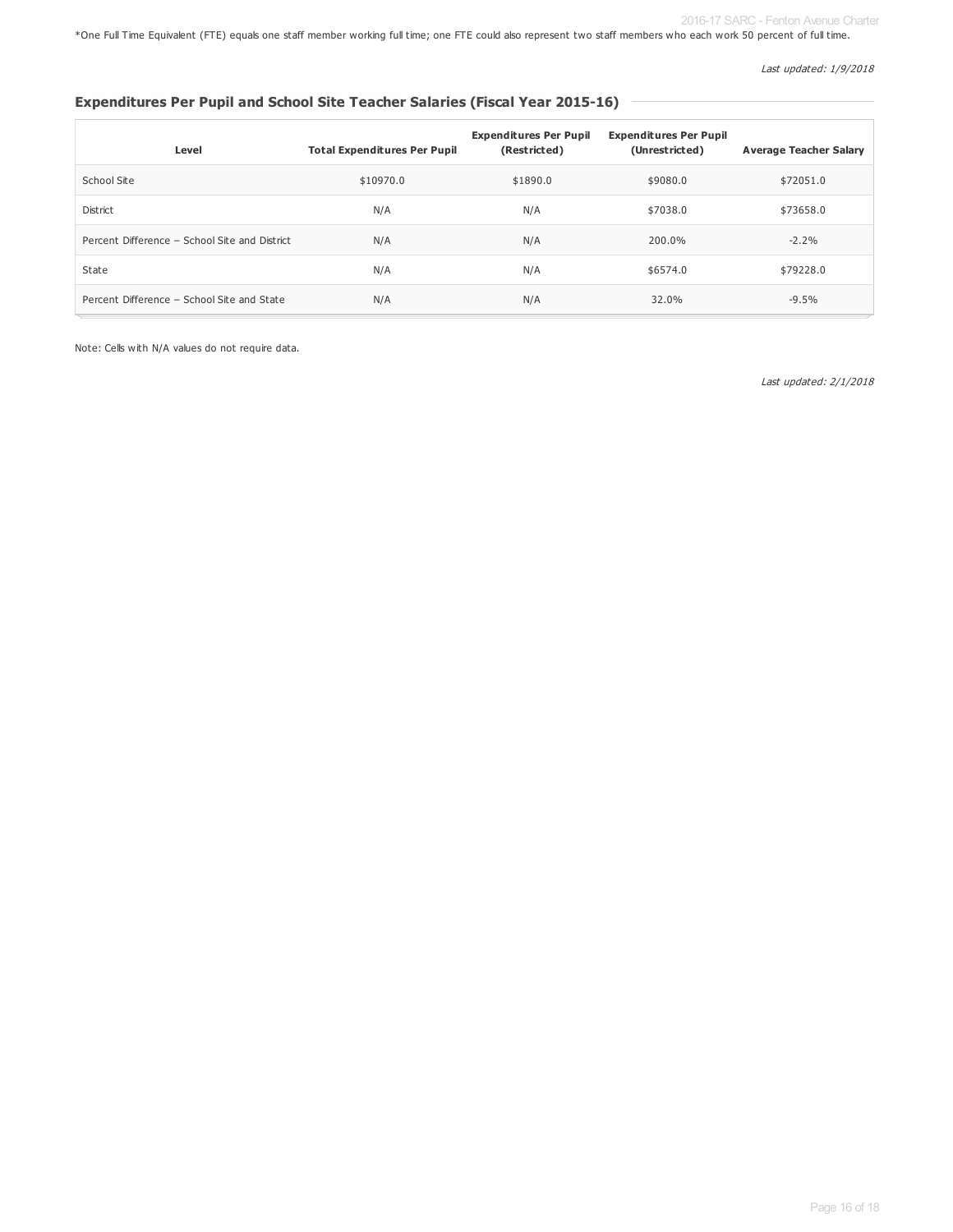*One Full Time Equivalent (FTE) equals one staff member working full time; one FTE could also represent two staff members who each work 50 percent of full time.

*Last updated: 1/9/2018*

## Expenditures Per Pupil and School Site Teacher Salaries (Fiscal Year 2015-16)

| Level | Total Expenditures Per Pupil | Expenditures Per Pupil (Restricted) | Expenditures Per Pupil (Unrestricted) | Average Teacher Salary |
|---|---|---|---|---|
| School Site | $10970.0 | $1890.0 | $9080.0 | $72051.0 |
| District | N/A | N/A | $7038.0 | $73658.0 |
| Percent Difference – School Site and District | N/A | N/A | 200.0% | -2.2% |
| State | N/A | N/A | $6574.0 | $79228.0 |
| Percent Difference – School Site and State | N/A | N/A | 32.0% | -9.5% |

Note: Cells with N/A values do not require data.

*Last updated: 2/1/2018*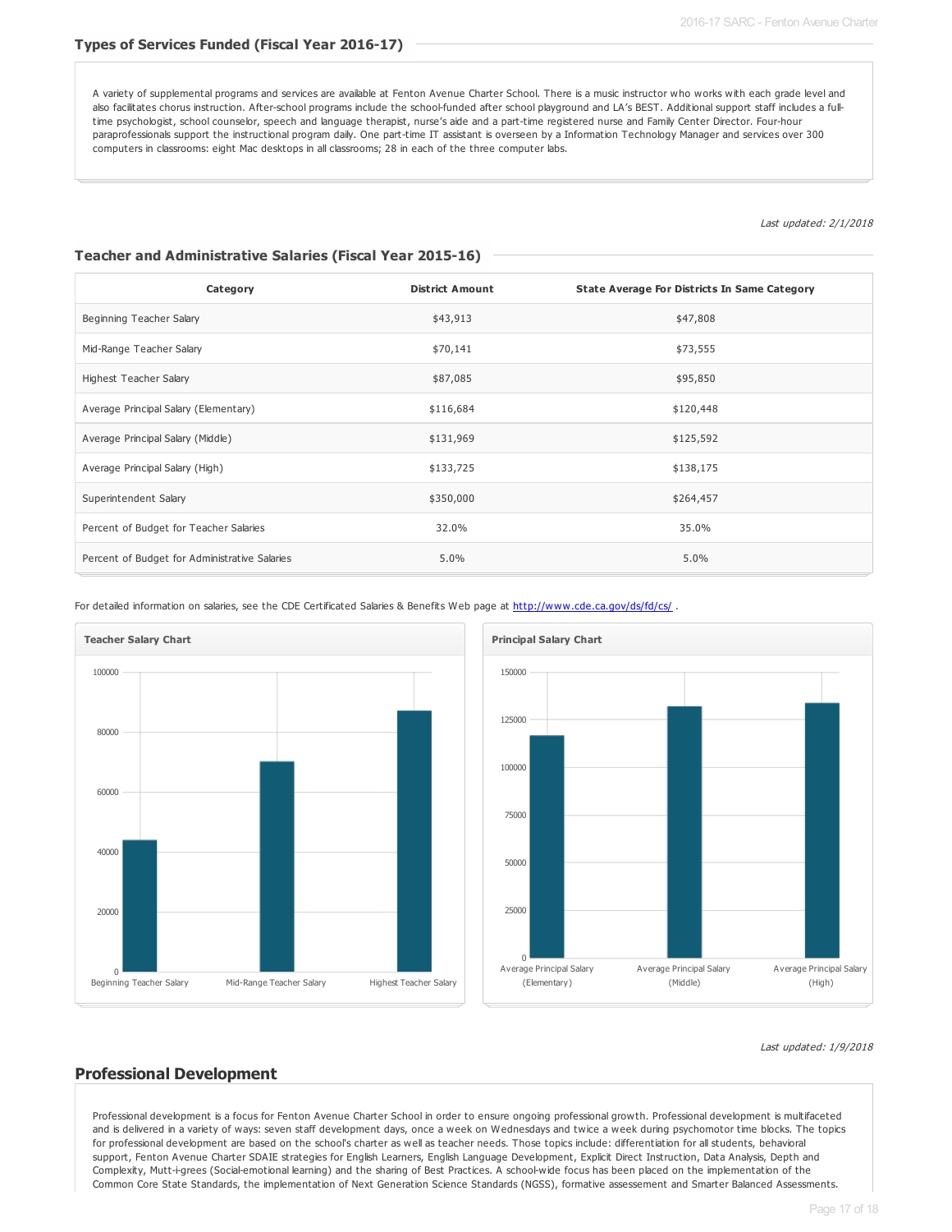## Types of Services Funded (Fiscal Year 2016-17)

A variety of supplemental programs and services are available at Fenton Avenue Charter School. There is a music instructor who works with each grade level and also facilitates chorus instruction. After-school programs include the school-funded after school playground and LA's BEST. Additional support staff includes a full-time psychologist, school counselor, speech and language therapist, nurse's aide and a part-time registered nurse and Family Center Director. Four-hour paraprofessionals support the instructional program daily. One part-time IT assistant is overseen by a Information Technology Manager and services over 300 computers in classrooms: eight Mac desktops in all classrooms; 28 in each of the three computer labs.

*Last updated: 2/1/2018*

## Teacher and Administrative Salaries (Fiscal Year 2015-16)

| Category | District Amount | State Average For Districts In Same Category |
|---|---|---|
| Beginning Teacher Salary | $43,913 | $47,808 |
| Mid-Range Teacher Salary | $70,141 | $73,555 |
| Highest Teacher Salary | $87,085 | $95,850 |
| Average Principal Salary (Elementary) | $116,684 | $120,448 |
| Average Principal Salary (Middle) | $131,969 | $125,592 |
| Average Principal Salary (High) | $133,725 | $138,175 |
| Superintendent Salary | $350,000 | $264,457 |
| Percent of Budget for Teacher Salaries | 32.0% | 35.0% |
| Percent of Budget for Administrative Salaries | 5.0% | 5.0% |

For detailed information on salaries, see the CDE Certificated Salaries & Benefits Web page at http://www.cde.ca.gov/ds/fd/cs/ .

**Teacher Salary Chart**

100000
80000
60000
40000
20000
0
Beginning Teacher Salary
Mid-Range Teacher Salary
Highest Teacher Salary

**Principal Salary Chart**

150000
125000
100000
75000
50000
25000
0
Average Principal Salary (Elementary)
Average Principal Salary (Middle)
Average Principal Salary (High)

*Last updated: 1/9/2018*

## Professional Development

Professional development is a focus for Fenton Avenue Charter School in order to ensure ongoing professional growth. Professional development is multifaceted and is delivered in a variety of ways: seven staff development days, once a week on Wednesdays and twice a week during psychomotor time blocks. The topics for professional development are based on the school's charter as well as teacher needs. Those topics include: differentiation for all students, behavioral support, Fenton Avenue Charter SDAIE strategies for English Learners, English Language Development, Explicit Direct Instruction, Data Analysis, Depth and Complexity, Mutt-i-grees (Social-emotional learning) and the sharing of Best Practices. A school-wide focus has been placed on the implementation of the Common Core State Standards, the implementation of Next Generation Science Standards (NGSS), formative assessement and Smarter Balanced Assessments.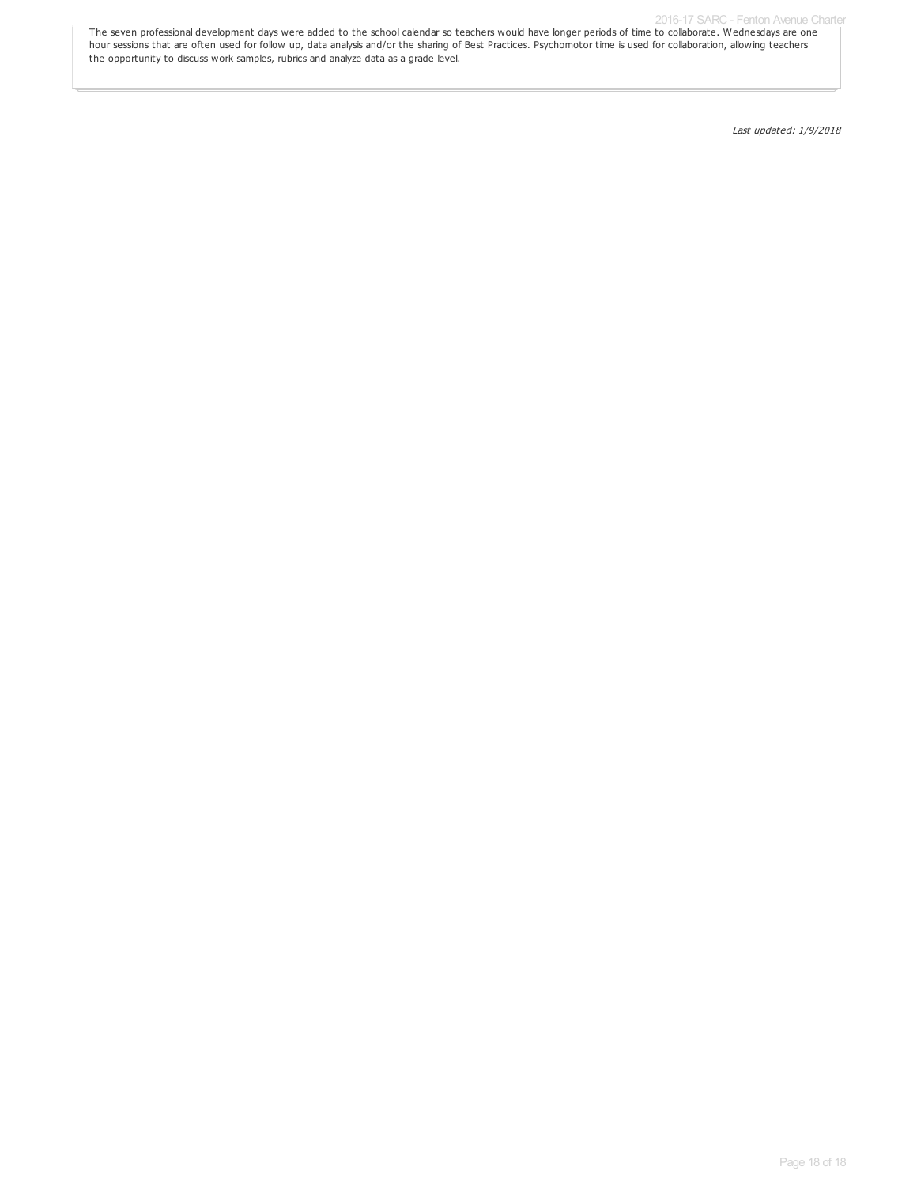The seven professional development days were added to the school calendar so teachers would have longer periods of time to collaborate. Wednesdays are one hour sessions that are often used for follow up, data analysis and/or the sharing of Best Practices. Psychomotor time is used for collaboration, allowing teachers the opportunity to discuss work samples, rubrics and analyze data as a grade level.

*Last updated: 1/9/2018*